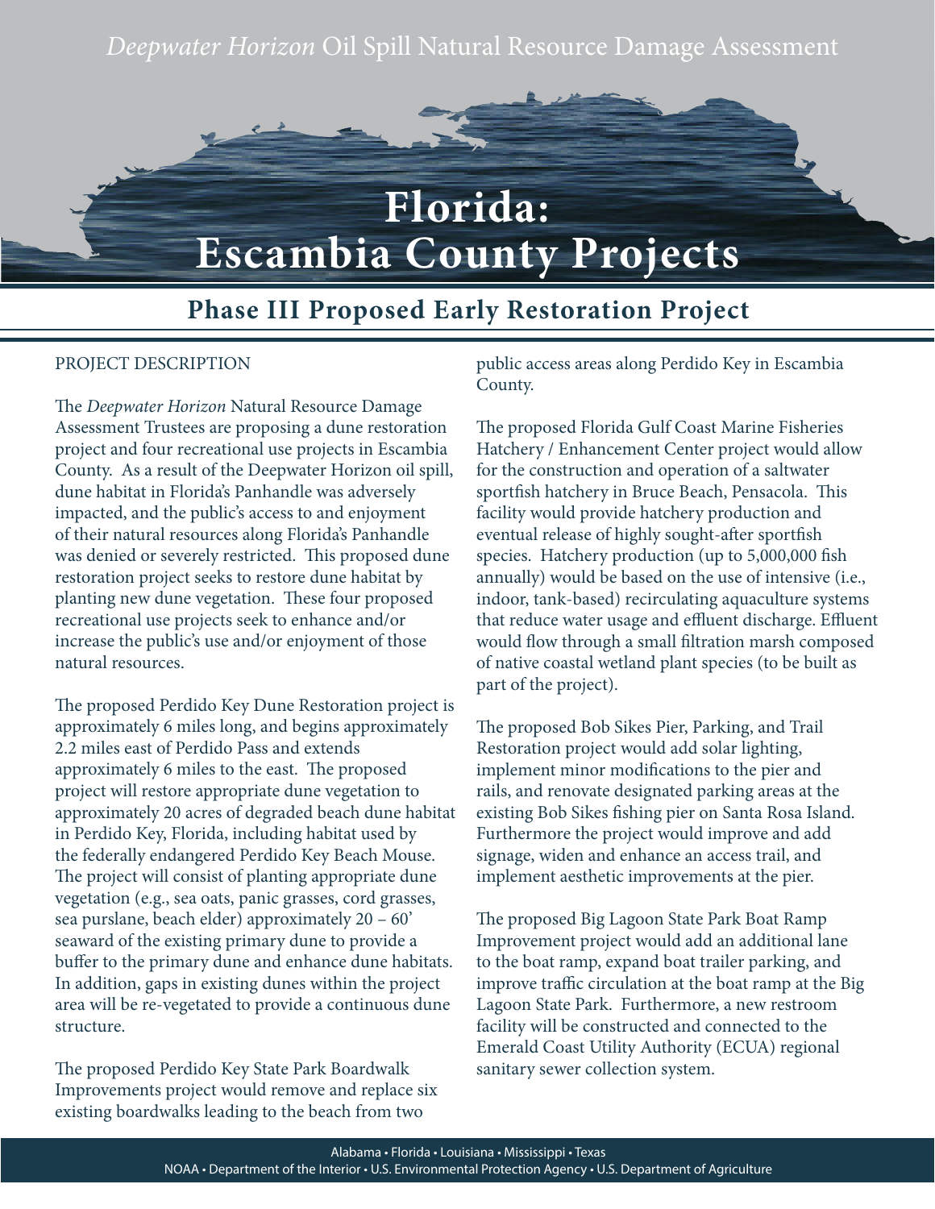*Deepwater Horizon* Oil Spill Natural Resource Damage Assessment

# Florida: Escambia County Projects

## Phase III Proposed Early Restoration Project

PROJECT DESCRIPTION

The *Deepwater Horizon* Natural Resource Damage Assessment Trustees are proposing a dune restoration project and four recreational use projects in Escambia County. As a result of the Deepwater Horizon oil spill, dune habitat in Florida's Panhandle was adversely impacted, and the public's access to and enjoyment of their natural resources along Florida's Panhandle was denied or severely restricted. This proposed dune restoration project seeks to restore dune habitat by planting new dune vegetation. These four proposed recreational use projects seek to enhance and/or increase the public's use and/or enjoyment of those natural resources.

The proposed Perdido Key Dune Restoration project is approximately 6 miles long, and begins approximately 2.2 miles east of Perdido Pass and extends approximately 6 miles to the east. The proposed project will restore appropriate dune vegetation to approximately 20 acres of degraded beach dune habitat in Perdido Key, Florida, including habitat used by the federally endangered Perdido Key Beach Mouse. The project will consist of planting appropriate dune vegetation (e.g., sea oats, panic grasses, cord grasses, sea purslane, beach elder) approximately 20 – 60' seaward of the existing primary dune to provide a buffer to the primary dune and enhance dune habitats. In addition, gaps in existing dunes within the project area will be re-vegetated to provide a continuous dune structure.

The proposed Perdido Key State Park Boardwalk Improvements project would remove and replace six existing boardwalks leading to the beach from two public access areas along Perdido Key in Escambia County.

The proposed Florida Gulf Coast Marine Fisheries Hatchery / Enhancement Center project would allow for the construction and operation of a saltwater sportfish hatchery in Bruce Beach, Pensacola. This facility would provide hatchery production and eventual release of highly sought-after sportfish species. Hatchery production (up to 5,000,000 fish annually) would be based on the use of intensive (i.e., indoor, tank-based) recirculating aquaculture systems that reduce water usage and effluent discharge. Effluent would flow through a small filtration marsh composed of native coastal wetland plant species (to be built as part of the project).

The proposed Bob Sikes Pier, Parking, and Trail Restoration project would add solar lighting, implement minor modifications to the pier and rails, and renovate designated parking areas at the existing Bob Sikes fishing pier on Santa Rosa Island. Furthermore the project would improve and add signage, widen and enhance an access trail, and implement aesthetic improvements at the pier.

The proposed Big Lagoon State Park Boat Ramp Improvement project would add an additional lane to the boat ramp, expand boat trailer parking, and improve traffic circulation at the boat ramp at the Big Lagoon State Park. Furthermore, a new restroom facility will be constructed and connected to the Emerald Coast Utility Authority (ECUA) regional sanitary sewer collection system.

Alabama • Florida • Louisiana • Mississippi • Texas
NOAA • Department of the Interior • U.S. Environmental Protection Agency • U.S. Department of Agriculture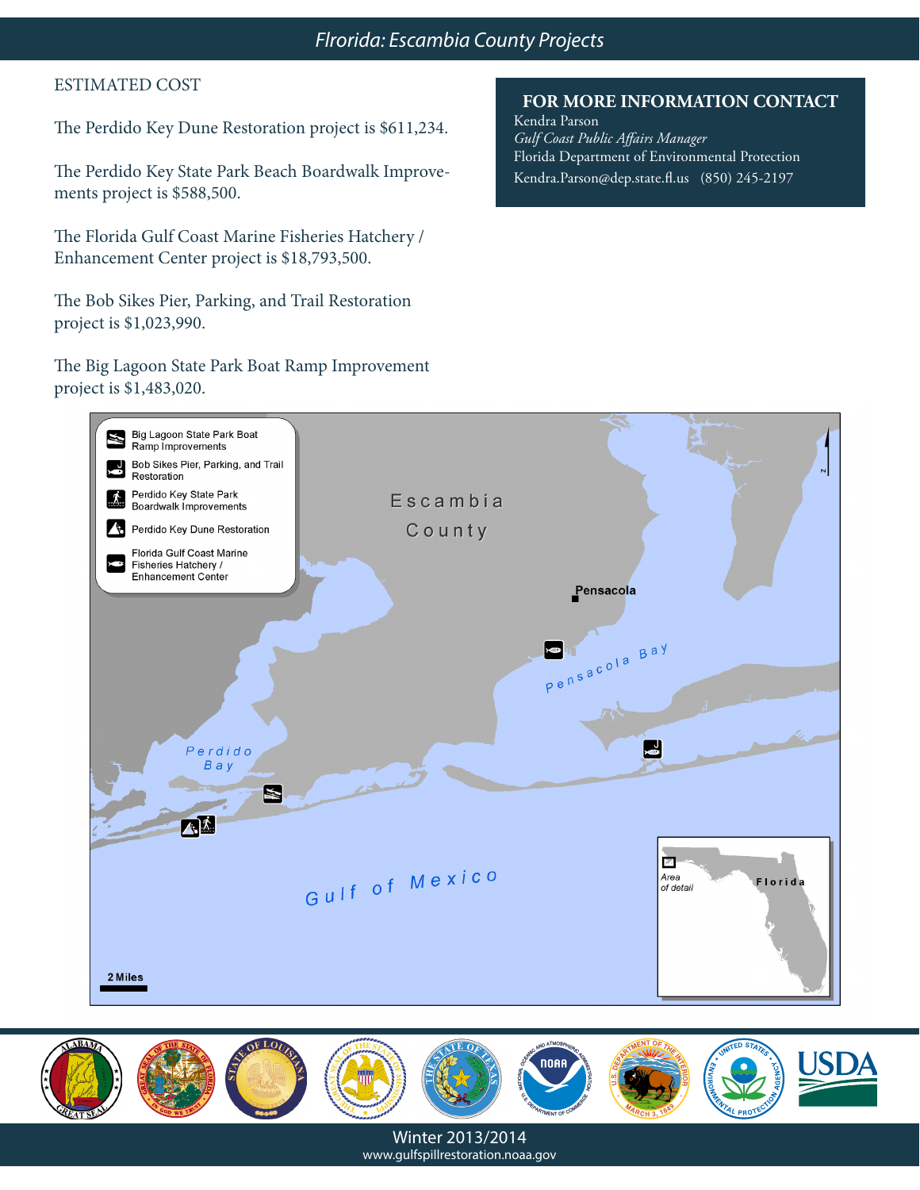## Flrorida: Escambia County Projects

ESTIMATED COST

The Perdido Key Dune Restoration project is $611,234.

The Perdido Key State Park Beach Boardwalk Improvements project is $588,500.

The Florida Gulf Coast Marine Fisheries Hatchery / Enhancement Center project is $18,793,500.

The Bob Sikes Pier, Parking, and Trail Restoration project is $1,023,990.

The Big Lagoon State Park Boat Ramp Improvement project is $1,483,020.

**FOR MORE INFORMATION CONTACT**

Kendra Parson
*Gulf Coast Public Affairs Manager*
Florida Department of Environmental Protection
Kendra.Parson@dep.state.fl.us (850) 245-2197

Big Lagoon State Park Boat Ramp Improvements
Bob Sikes Pier, Parking, and Trail Restoration
Perdido Key State Park Boardwalk Improvements
Perdido Key Dune Restoration
Florida Gulf Coast Marine Fisheries Hatchery / Enhancement Center

Escambia County
Pensacola
Pensacola Bay
Perdido Bay
Gulf of Mexico
N
Area of detail
Florida
2 Miles

Winter 2013/2014
www.gulfspillrestoration.noaa.gov